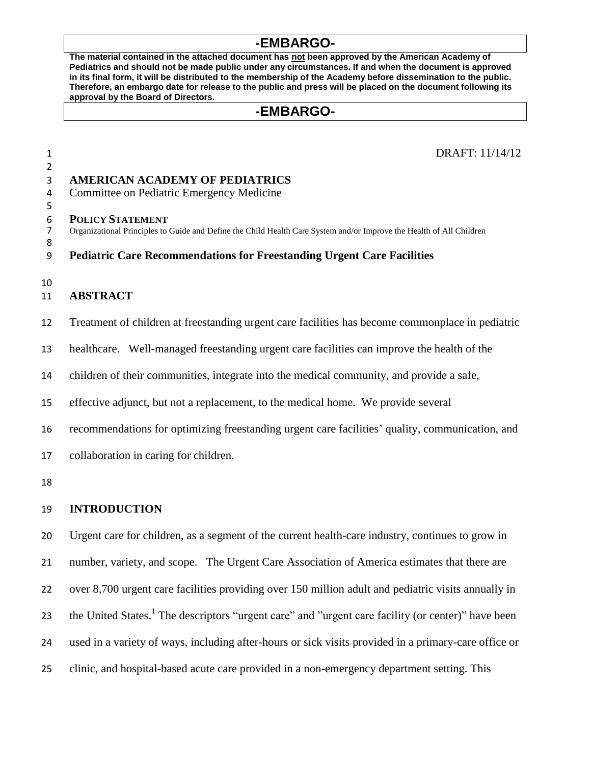**-EMBARGO-**

**The material contained in the attached document has not been approved by the American Academy of Pediatrics and should not be made public under any circumstances. If and when the document is approved in its final form, it will be distributed to the membership of the Academy before dissemination to the public. Therefore, an embargo date for release to the public and press will be placed on the document following its approval by the Board of Directors.**

**-EMBARGO-**

DRAFT: 11/14/12

**AMERICAN ACADEMY OF PEDIATRICS**
Committee on Pediatric Emergency Medicine

**POLICY STATEMENT**
Organizational Principles to Guide and Define the Child Health Care System and/or Improve the Health of All Children

# Pediatric Care Recommendations for Freestanding Urgent Care Facilities

## ABSTRACT

Treatment of children at freestanding urgent care facilities has become commonplace in pediatric healthcare. Well-managed freestanding urgent care facilities can improve the health of the children of their communities, integrate into the medical community, and provide a safe, effective adjunct, but not a replacement, to the medical home. We provide several recommendations for optimizing freestanding urgent care facilities' quality, communication, and collaboration in caring for children.

## INTRODUCTION

Urgent care for children, as a segment of the current health-care industry, continues to grow in number, variety, and scope. The Urgent Care Association of America estimates that there are over 8,700 urgent care facilities providing over 150 million adult and pediatric visits annually in the United States.[1] The descriptors "urgent care" and "urgent care facility (or center)" have been used in a variety of ways, including after-hours or sick visits provided in a primary-care office or clinic, and hospital-based acute care provided in a non-emergency department setting. This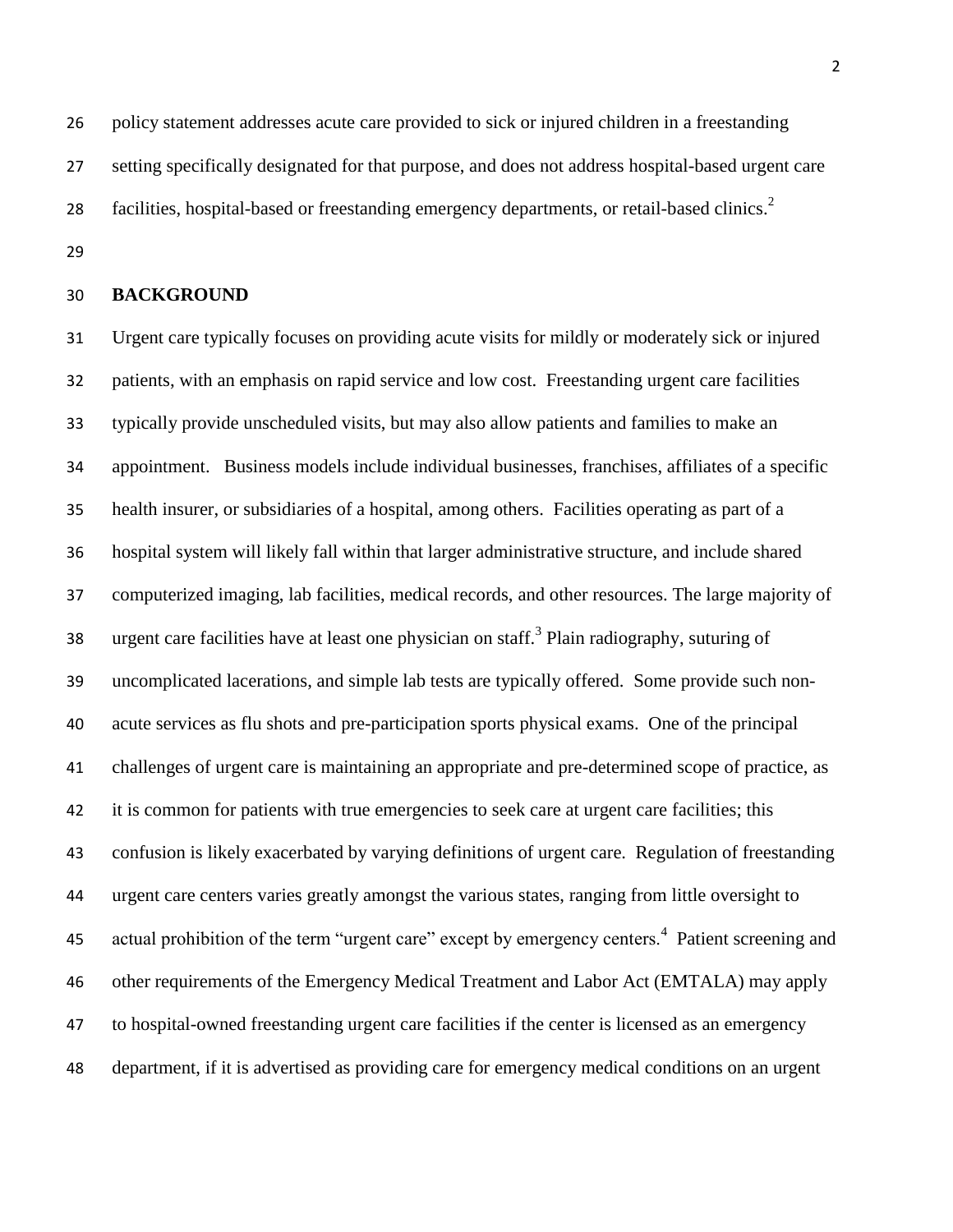policy statement addresses acute care provided to sick or injured children in a freestanding setting specifically designated for that purpose, and does not address hospital-based urgent care facilities, hospital-based or freestanding emergency departments, or retail-based clinics.[2]

## BACKGROUND

Urgent care typically focuses on providing acute visits for mildly or moderately sick or injured patients, with an emphasis on rapid service and low cost. Freestanding urgent care facilities typically provide unscheduled visits, but may also allow patients and families to make an appointment. Business models include individual businesses, franchises, affiliates of a specific health insurer, or subsidiaries of a hospital, among others. Facilities operating as part of a hospital system will likely fall within that larger administrative structure, and include shared computerized imaging, lab facilities, medical records, and other resources. The large majority of urgent care facilities have at least one physician on staff.[3] Plain radiography, suturing of uncomplicated lacerations, and simple lab tests are typically offered. Some provide such non-acute services as flu shots and pre-participation sports physical exams. One of the principal challenges of urgent care is maintaining an appropriate and pre-determined scope of practice, as it is common for patients with true emergencies to seek care at urgent care facilities; this confusion is likely exacerbated by varying definitions of urgent care. Regulation of freestanding urgent care centers varies greatly amongst the various states, ranging from little oversight to actual prohibition of the term "urgent care" except by emergency centers.[4] Patient screening and other requirements of the Emergency Medical Treatment and Labor Act (EMTALA) may apply to hospital-owned freestanding urgent care facilities if the center is licensed as an emergency department, if it is advertised as providing care for emergency medical conditions on an urgent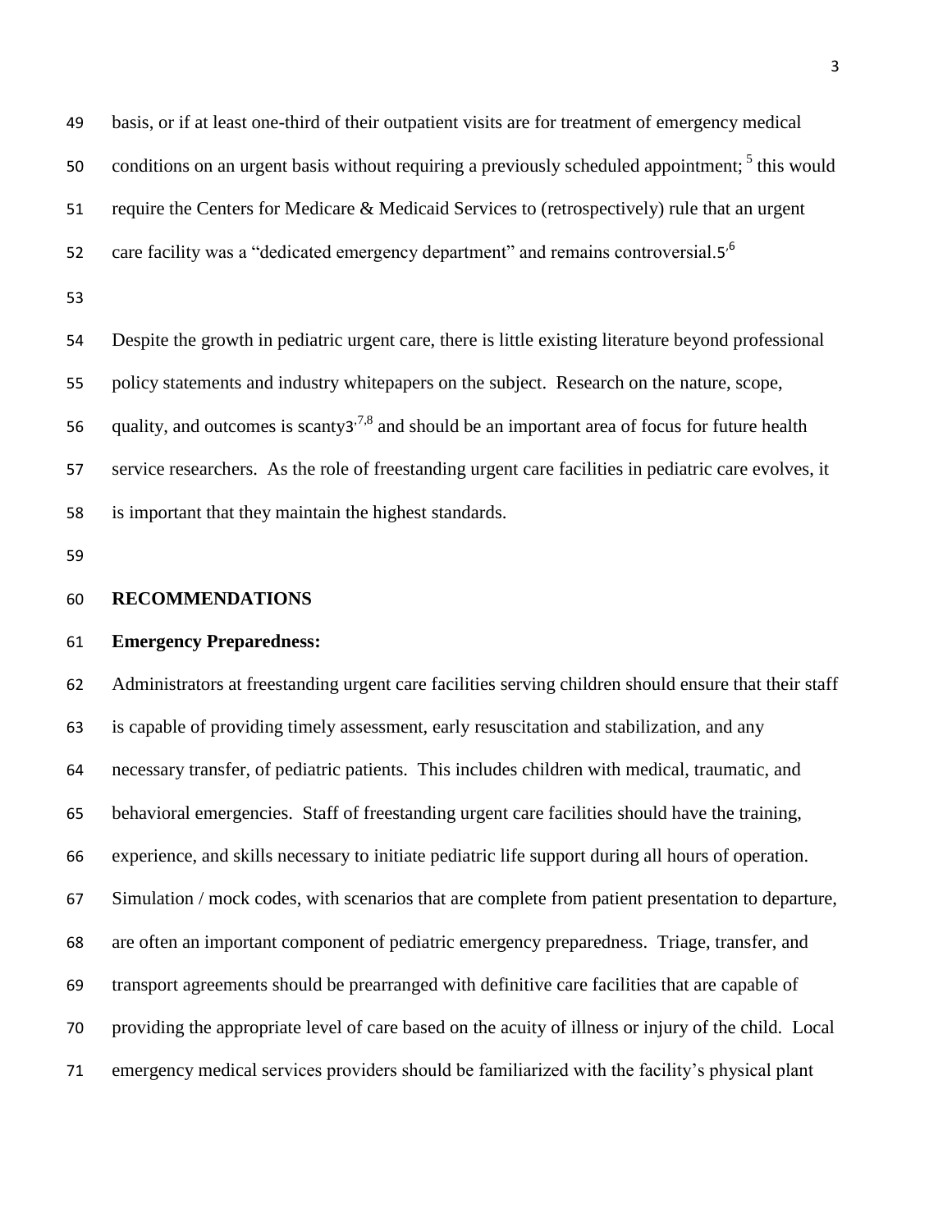basis, or if at least one-third of their outpatient visits are for treatment of emergency medical conditions on an urgent basis without requiring a previously scheduled appointment;[5] this would require the Centers for Medicare & Medicaid Services to (retrospectively) rule that an urgent care facility was a "dedicated emergency department" and remains controversial.[5,6]

Despite the growth in pediatric urgent care, there is little existing literature beyond professional policy statements and industry whitepapers on the subject. Research on the nature, scope, quality, and outcomes is scanty[3,7,8] and should be an important area of focus for future health service researchers. As the role of freestanding urgent care facilities in pediatric care evolves, it is important that they maintain the highest standards.

## RECOMMENDATIONS

### Emergency Preparedness:

Administrators at freestanding urgent care facilities serving children should ensure that their staff is capable of providing timely assessment, early resuscitation and stabilization, and any necessary transfer, of pediatric patients. This includes children with medical, traumatic, and behavioral emergencies. Staff of freestanding urgent care facilities should have the training, experience, and skills necessary to initiate pediatric life support during all hours of operation. Simulation / mock codes, with scenarios that are complete from patient presentation to departure, are often an important component of pediatric emergency preparedness. Triage, transfer, and transport agreements should be prearranged with definitive care facilities that are capable of providing the appropriate level of care based on the acuity of illness or injury of the child. Local emergency medical services providers should be familiarized with the facility's physical plant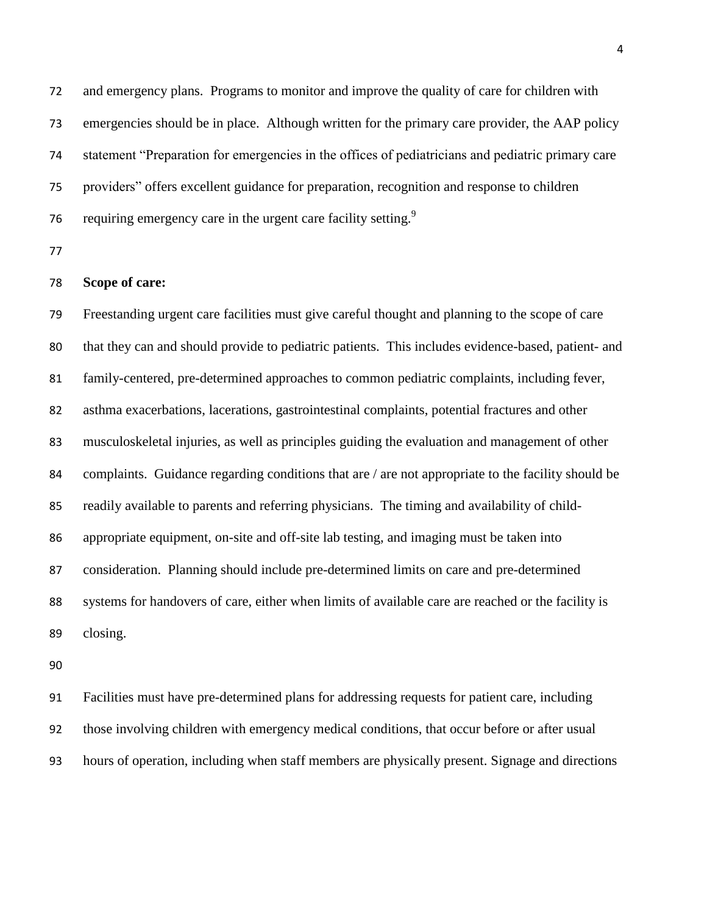and emergency plans. Programs to monitor and improve the quality of care for children with emergencies should be in place. Although written for the primary care provider, the AAP policy statement "Preparation for emergencies in the offices of pediatricians and pediatric primary care providers" offers excellent guidance for preparation, recognition and response to children requiring emergency care in the urgent care facility setting.[9]

**Scope of care:**

Freestanding urgent care facilities must give careful thought and planning to the scope of care that they can and should provide to pediatric patients. This includes evidence-based, patient- and family-centered, pre-determined approaches to common pediatric complaints, including fever, asthma exacerbations, lacerations, gastrointestinal complaints, potential fractures and other musculoskeletal injuries, as well as principles guiding the evaluation and management of other complaints. Guidance regarding conditions that are / are not appropriate to the facility should be readily available to parents and referring physicians. The timing and availability of child-appropriate equipment, on-site and off-site lab testing, and imaging must be taken into consideration. Planning should include pre-determined limits on care and pre-determined systems for handovers of care, either when limits of available care are reached or the facility is closing.

Facilities must have pre-determined plans for addressing requests for patient care, including those involving children with emergency medical conditions, that occur before or after usual hours of operation, including when staff members are physically present. Signage and directions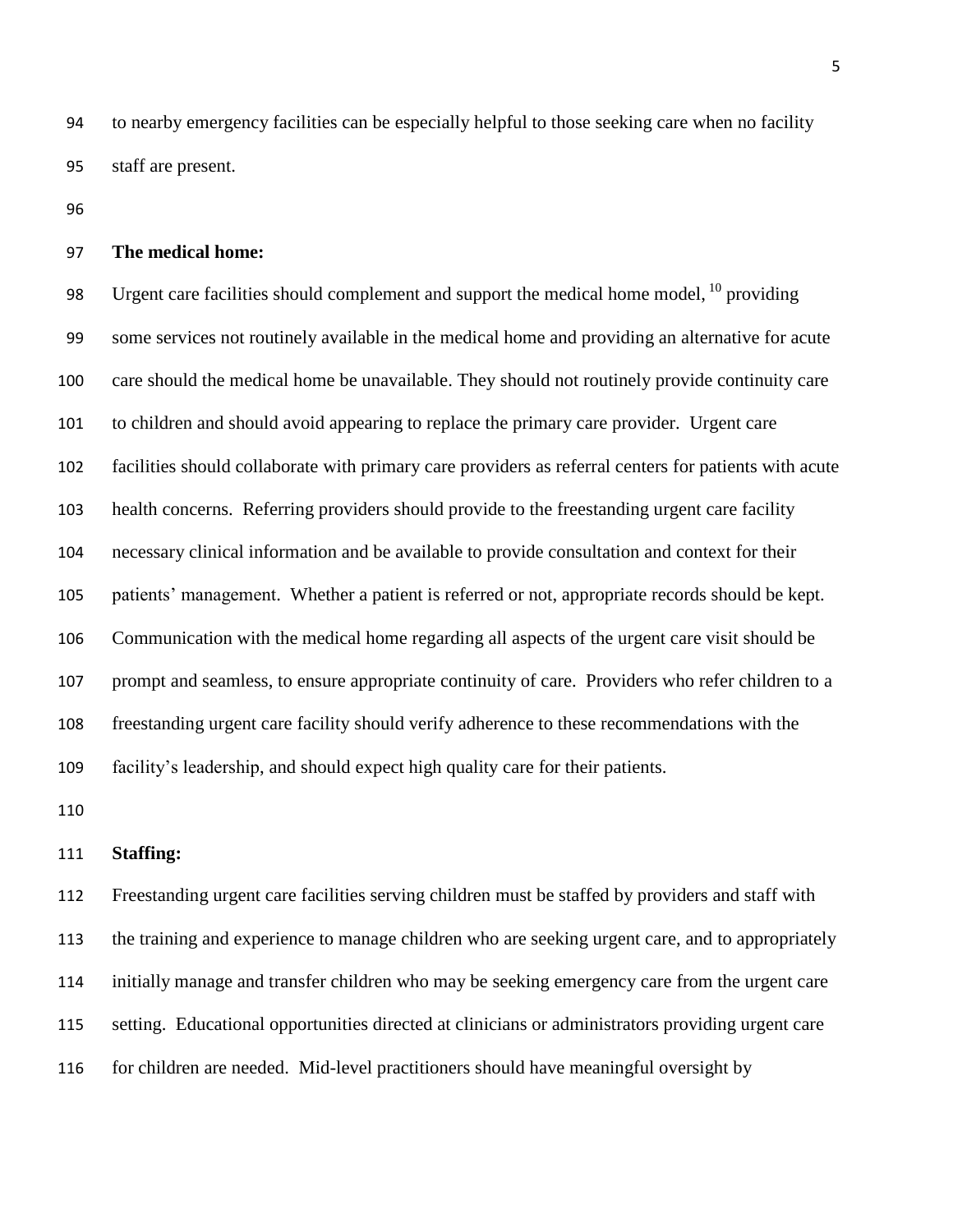to nearby emergency facilities can be especially helpful to those seeking care when no facility staff are present.

**The medical home:**

Urgent care facilities should complement and support the medical home model, [10] providing some services not routinely available in the medical home and providing an alternative for acute care should the medical home be unavailable. They should not routinely provide continuity care to children and should avoid appearing to replace the primary care provider. Urgent care facilities should collaborate with primary care providers as referral centers for patients with acute health concerns. Referring providers should provide to the freestanding urgent care facility necessary clinical information and be available to provide consultation and context for their patients' management. Whether a patient is referred or not, appropriate records should be kept. Communication with the medical home regarding all aspects of the urgent care visit should be prompt and seamless, to ensure appropriate continuity of care. Providers who refer children to a freestanding urgent care facility should verify adherence to these recommendations with the facility's leadership, and should expect high quality care for their patients.

**Staffing:**

Freestanding urgent care facilities serving children must be staffed by providers and staff with the training and experience to manage children who are seeking urgent care, and to appropriately initially manage and transfer children who may be seeking emergency care from the urgent care setting. Educational opportunities directed at clinicians or administrators providing urgent care for children are needed. Mid-level practitioners should have meaningful oversight by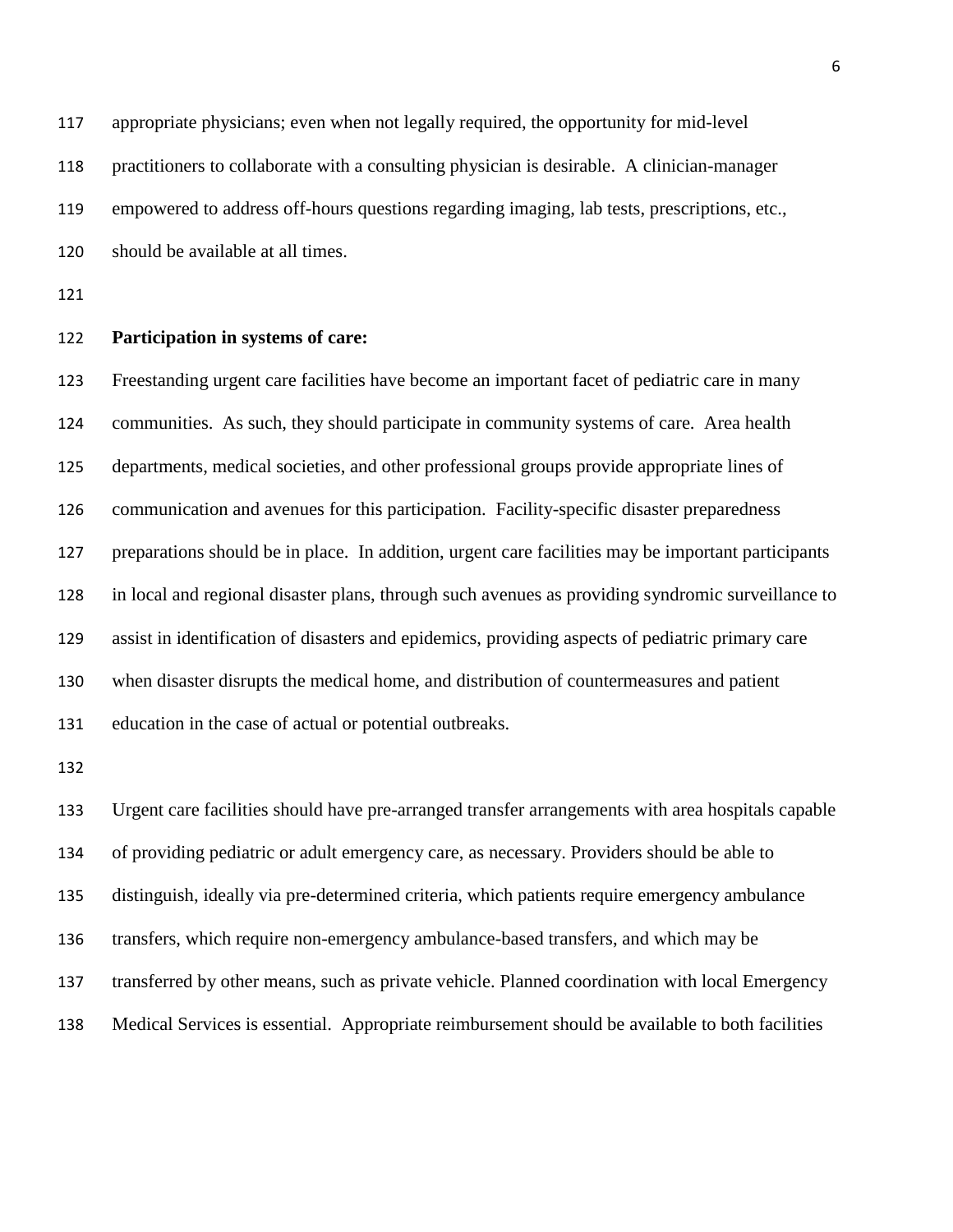appropriate physicians; even when not legally required, the opportunity for mid-level practitioners to collaborate with a consulting physician is desirable. A clinician-manager empowered to address off-hours questions regarding imaging, lab tests, prescriptions, etc., should be available at all times.

**Participation in systems of care:**

Freestanding urgent care facilities have become an important facet of pediatric care in many communities. As such, they should participate in community systems of care. Area health departments, medical societies, and other professional groups provide appropriate lines of communication and avenues for this participation. Facility-specific disaster preparedness preparations should be in place. In addition, urgent care facilities may be important participants in local and regional disaster plans, through such avenues as providing syndromic surveillance to assist in identification of disasters and epidemics, providing aspects of pediatric primary care when disaster disrupts the medical home, and distribution of countermeasures and patient education in the case of actual or potential outbreaks.

Urgent care facilities should have pre-arranged transfer arrangements with area hospitals capable of providing pediatric or adult emergency care, as necessary. Providers should be able to distinguish, ideally via pre-determined criteria, which patients require emergency ambulance transfers, which require non-emergency ambulance-based transfers, and which may be transferred by other means, such as private vehicle. Planned coordination with local Emergency Medical Services is essential. Appropriate reimbursement should be available to both facilities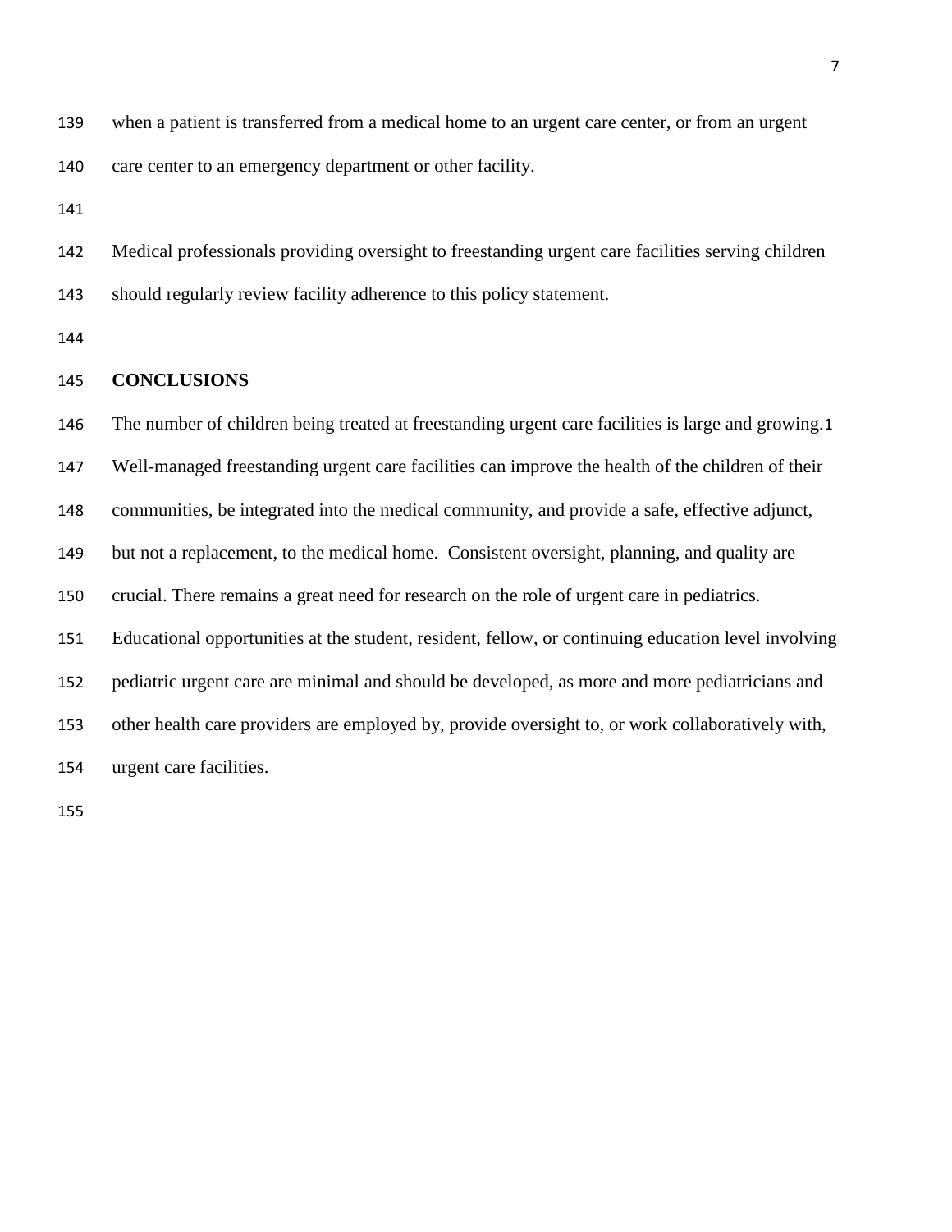when a patient is transferred from a medical home to an urgent care center, or from an urgent care center to an emergency department or other facility.

Medical professionals providing oversight to freestanding urgent care facilities serving children should regularly review facility adherence to this policy statement.

## CONCLUSIONS

The number of children being treated at freestanding urgent care facilities is large and growing.[1] Well-managed freestanding urgent care facilities can improve the health of the children of their communities, be integrated into the medical community, and provide a safe, effective adjunct, but not a replacement, to the medical home. Consistent oversight, planning, and quality are crucial. There remains a great need for research on the role of urgent care in pediatrics. Educational opportunities at the student, resident, fellow, or continuing education level involving pediatric urgent care are minimal and should be developed, as more and more pediatricians and other health care providers are employed by, provide oversight to, or work collaboratively with, urgent care facilities.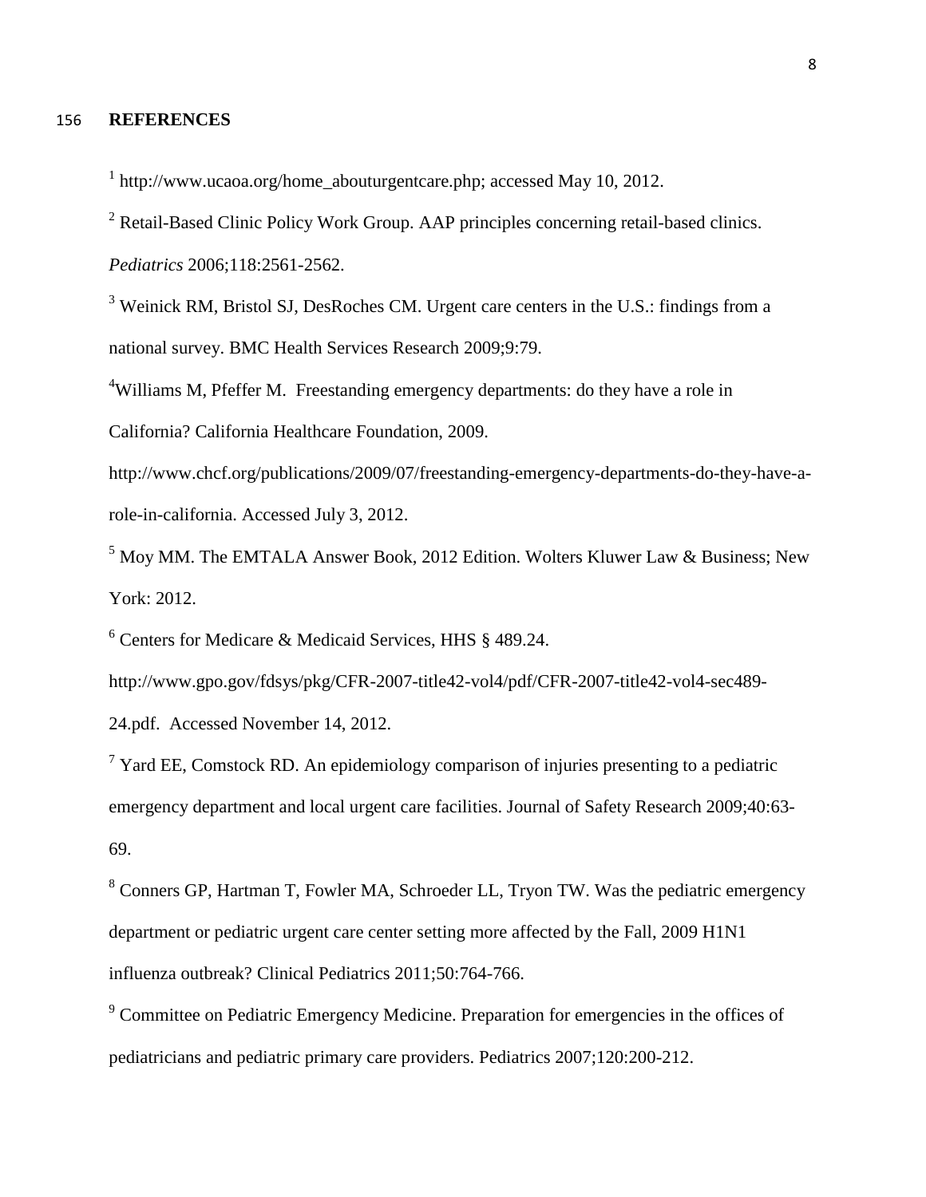**REFERENCES**

[1] http://www.ucaoa.org/home_abouturgentcare.php; accessed May 10, 2012.

[2] Retail-Based Clinic Policy Work Group. AAP principles concerning retail-based clinics. *Pediatrics* 2006;118:2561-2562.

[3] Weinick RM, Bristol SJ, DesRoches CM. Urgent care centers in the U.S.: findings from a national survey. BMC Health Services Research 2009;9:79.

[4] Williams M, Pfeffer M. Freestanding emergency departments: do they have a role in California? California Healthcare Foundation, 2009. http://www.chcf.org/publications/2009/07/freestanding-emergency-departments-do-they-have-a-role-in-california. Accessed July 3, 2012.

[5] Moy MM. The EMTALA Answer Book, 2012 Edition. Wolters Kluwer Law & Business; New York: 2012.

[6] Centers for Medicare & Medicaid Services, HHS § 489.24. http://www.gpo.gov/fdsys/pkg/CFR-2007-title42-vol4/pdf/CFR-2007-title42-vol4-sec489-24.pdf. Accessed November 14, 2012.

[7] Yard EE, Comstock RD. An epidemiology comparison of injuries presenting to a pediatric emergency department and local urgent care facilities. Journal of Safety Research 2009;40:63-69.

[8] Conners GP, Hartman T, Fowler MA, Schroeder LL, Tryon TW. Was the pediatric emergency department or pediatric urgent care center setting more affected by the Fall, 2009 H1N1 influenza outbreak? Clinical Pediatrics 2011;50:764-766.

[9] Committee on Pediatric Emergency Medicine. Preparation for emergencies in the offices of pediatricians and pediatric primary care providers. Pediatrics 2007;120:200-212.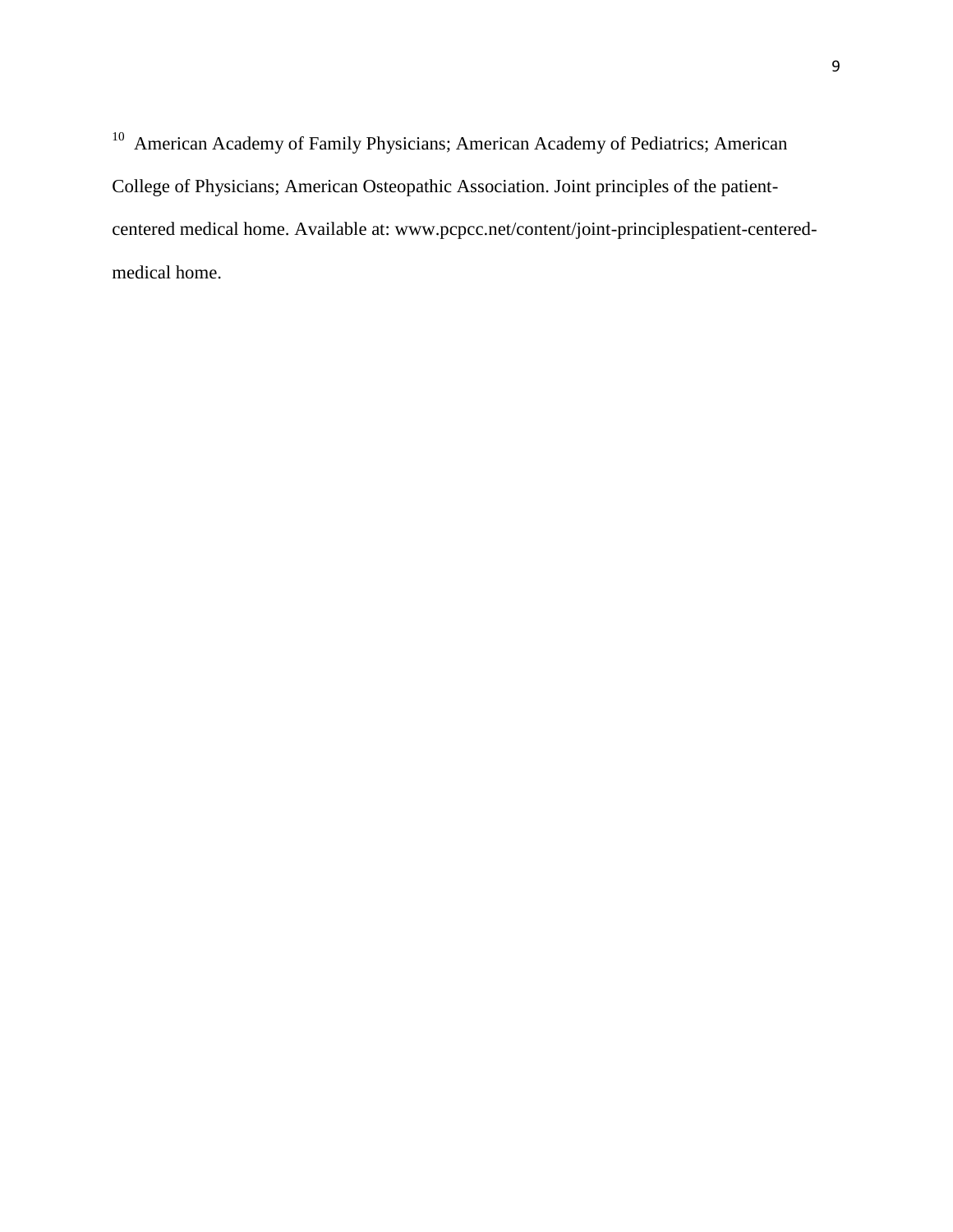[10] American Academy of Family Physicians; American Academy of Pediatrics; American College of Physicians; American Osteopathic Association. Joint principles of the patient-centered medical home. Available at: www.pcpcc.net/content/joint-principlespatient-centered-medical home.